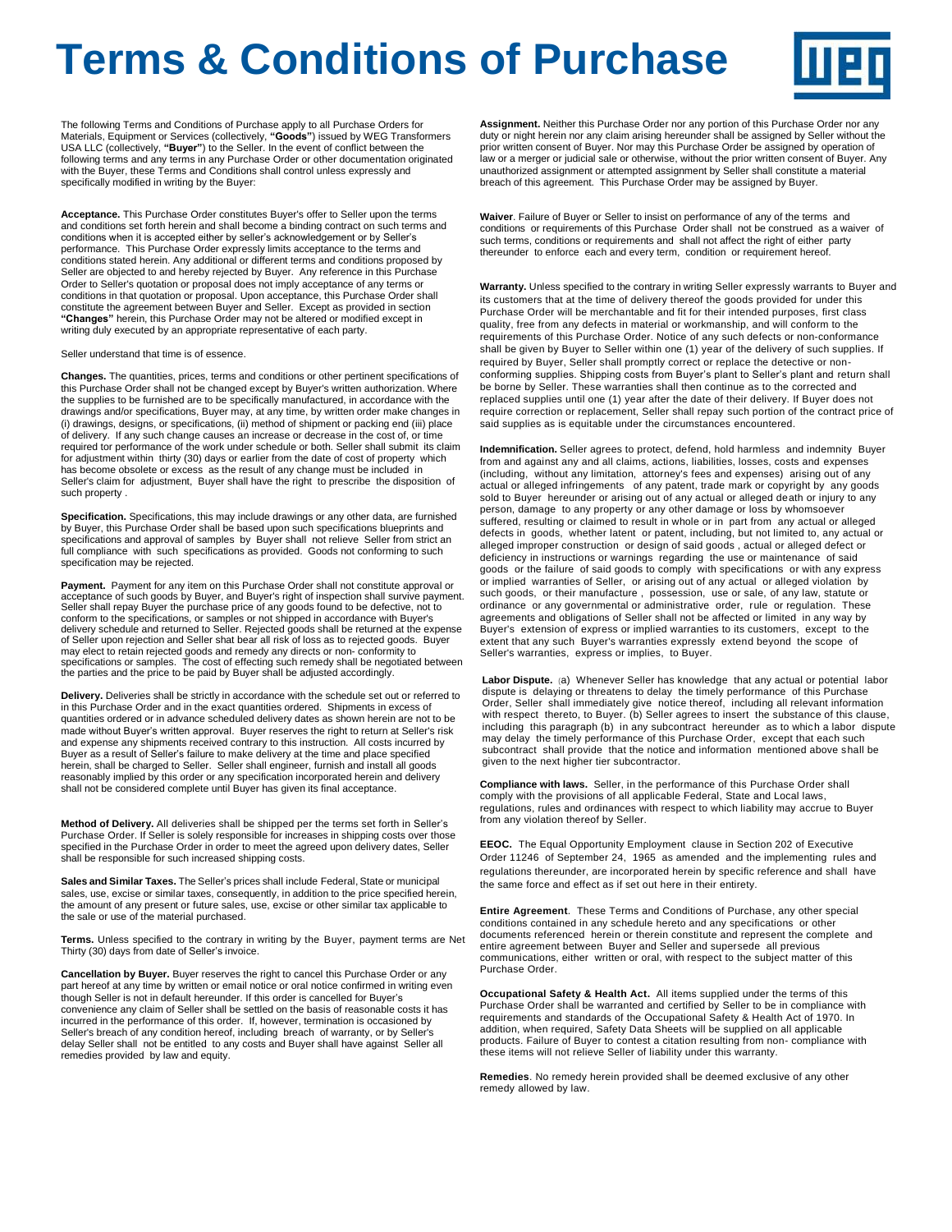# Terms & Conditions of Purchase

The following Terms and Conditions of Purchase apply to all Purchase Orders for Materials, Equipment or Services (collectively, **"Goods"**) issued by WEG Transformers USA LLC (collectively, **"Buyer"**) to the Seller. In the event of conflict between the following terms and any terms in any Purchase Order or other documentation originated with the Buyer, these Terms and Conditions shall control unless expressly and specifically modified in writing by the Buyer:

**Acceptance.** This Purchase Order constitutes Buyer's offer to Seller upon the terms and conditions set forth herein and shall become a binding contract on such terms and conditions when it is accepted either by seller's acknowledgement or by Seller's performance. This Purchase Order expressly limits acceptance to the terms and conditions stated herein. Any additional or different terms and conditions proposed by Seller are objected to and hereby rejected by Buyer. Any reference in this Purchase Order to Seller's quotation or proposal does not imply acceptance of any terms or conditions in that quotation or proposal. Upon acceptance, this Purchase Order shall constitute the agreement between Buyer and Seller. Except as provided in section **"Changes"** herein, this Purchase Order may not be altered or modified except in writing duly executed by an appropriate representative of each party.

Seller understand that time is of essence.

**Changes.** The quantities, prices, terms and conditions or other pertinent specifications of this Purchase Order shall not be changed except by Buyer's written authorization. Where the supplies to be furnished are to be specifically manufactured, in accordance with the drawings and/or specifications, Buyer may, at any time, by written order make changes in (i) drawings, designs, or specifications, (ii) method of shipment or packing end (iii) place of delivery. If any such change causes an increase or decrease in the cost of, or time required tor performance of the work under schedule or both. Seller shall submit its claim for adjustment within thirty (30) days or earlier from the date of cost of property which has become obsolete or excess as the result of any change must be included in Seller's claim for adjustment, Buyer shall have the right to prescribe the disposition of such property .

**Specification.** Specifications, this may include drawings or any other data, are furnished by Buyer, this Purchase Order shall be based upon such specifications blueprints and specifications and approval of samples by Buyer shall not relieve Seller from strict an full compliance with such specifications as provided. Goods not conforming to such specification may be rejected.

**Payment.** Payment for any item on this Purchase Order shall not constitute approval or acceptance of such goods by Buyer, and Buyer's right of inspection shall survive payment. Seller shall repay Buyer the purchase price of any goods found to be defective, not to conform to the specifications, or samples or not shipped in accordance with Buyer's delivery schedule and returned to Seller. Rejected goods shall be returned at the expense of Seller upon rejection and Seller shat bear all risk of loss as to rejected goods. Buyer may elect to retain rejected goods and remedy any directs or non- conformity to specifications or samples. The cost of effecting such remedy shall be negotiated between the parties and the price to be paid by Buyer shall be adjusted accordingly.

**Delivery.** Deliveries shall be strictly in accordance with the schedule set out or referred to in this Purchase Order and in the exact quantities ordered. Shipments in excess of quantities ordered or in advance scheduled delivery dates as shown herein are not to be made without Buyer's written approval. Buyer reserves the right to return at Seller's risk and expense any shipments received contrary to this instruction. All costs incurred by Buyer as a result of Seller's failure to make delivery at the time and place specified herein, shall be charged to Seller. Seller shall engineer, furnish and install all goods reasonably implied by this order or any specification incorporated herein and delivery shall not be considered complete until Buyer has given its final acceptance.

**Method of Delivery.** All deliveries shall be shipped per the terms set forth in Seller's Purchase Order. If Seller is solely responsible for increases in shipping costs over those specified in the Purchase Order in order to meet the agreed upon delivery dates, Seller shall be responsible for such increased shipping costs.

**Sales and Similar Taxes.** The Seller's prices shall include Federal, State or municipal sales, use, excise or similar taxes, consequently, in addition to the price specified herein, the amount of any present or future sales, use, excise or other similar tax applicable to the sale or use of the material purchased.

**Terms.** Unless specified to the contrary in writing by the Buyer, payment terms are Net Thirty (30) days from date of Seller's invoice.

**Cancellation by Buyer.** Buyer reserves the right to cancel this Purchase Order or any part hereof at any time by written or email notice or oral notice confirmed in writing even though Seller is not in default hereunder. If this order is cancelled for Buyer's convenience any claim of Seller shall be settled on the basis of reasonable costs it has incurred in the performance of this order. If, however, termination is occasioned by Seller's breach of any condition hereof, including breach of warranty, or by Seller's delay Seller shall not be entitled to any costs and Buyer shall have against Seller all remedies provided by law and equity.

**Assignment.** Neither this Purchase Order nor any portion of this Purchase Order nor any duty or night herein nor any claim arising hereunder shall be assigned by Seller without the prior written consent of Buyer. Nor may this Purchase Order be assigned by operation of law or a merger or judicial sale or otherwise, without the prior written consent of Buyer. Any unauthorized assignment or attempted assignment by Seller shall constitute a material breach of this agreement. This Purchase Order may be assigned by Buyer.

**Waiver**. Failure of Buyer or Seller to insist on performance of any of the terms and conditions or requirements of this Purchase Order shall not be construed as a waiver of such terms, conditions or requirements and shall not affect the right of either party thereunder to enforce each and every term, condition or requirement hereof.

**Warranty.** Unless specified to the contrary in writing Seller expressly warrants to Buyer and its customers that at the time of delivery thereof the goods provided for under this Purchase Order will be merchantable and fit for their intended purposes, first class quality, free from any defects in material or workmanship, and will conform to the requirements of this Purchase Order. Notice of any such defects or non-conformance shall be given by Buyer to Seller within one (1) year of the delivery of such supplies. If required by Buyer, Seller shall promptly correct or replace the detective or non-conforming supplies. Shipping costs from Buyer's plant to Seller's plant and return shall be borne by Seller. These warranties shall then continue as to the corrected and replaced supplies until one (1) year after the date of their delivery. If Buyer does not require correction or replacement, Seller shall repay such portion of the contract price of said supplies as is equitable under the circumstances encountered.

**Indemnification.** Seller agrees to protect, defend, hold harmless and indemnity Buyer from and against any and all claims, actions, liabilities, losses, costs and expenses (including, without any limitation, attorney's fees and expenses) arising out of any actual or alleged infringements of any patent, trade mark or copyright by any goods sold to Buyer hereunder or arising out of any actual or alleged death or injury to any person, damage to any property or any other damage or loss by whomsoever suffered, resulting or claimed to result in whole or in part from any actual or alleged defects in goods, whether latent or patent, including, but not limited to, any actual or alleged improper construction or design of said goods , actual or alleged defect or deficiency in instructions or warnings regarding the use or maintenance of said goods or the failure of said goods to comply with specifications or with any express or implied warranties of Seller, or arising out of any actual or alleged violation by such goods, or their manufacture , possession, use or sale, of any law, statute or ordinance or any governmental or administrative order, rule or regulation. These agreements and obligations of Seller shall not be affected or limited in any way by Buyer's extension of express or implied warranties to its customers, except to the extent that any such Buyer's warranties expressly extend beyond the scope of Seller's warranties, express or implies, to Buyer.

**Labor Dispute.** (a) Whenever Seller has knowledge that any actual or potential labor dispute is delaying or threatens to delay the timely performance of this Purchase Order, Seller shall immediately give notice thereof, including all relevant information with respect thereto, to Buyer. (b) Seller agrees to insert the substance of this clause, including this paragraph (b) in any subcontract hereunder as to which a labor dispute may delay the timely performance of this Purchase Order, except that each such subcontract shall provide that the notice and information mentioned above shall be given to the next higher tier subcontractor.

**Compliance with laws.** Seller, in the performance of this Purchase Order shall comply with the provisions of all applicable Federal, State and Local laws, regulations, rules and ordinances with respect to which liability may accrue to Buyer from any violation thereof by Seller.

**EEOC.** The Equal Opportunity Employment clause in Section 202 of Executive Order 11246 of September 24, 1965 as amended and the implementing rules and regulations thereunder, are incorporated herein by specific reference and shall have the same force and effect as if set out here in their entirety.

**Entire Agreement**. These Terms and Conditions of Purchase, any other special conditions contained in any schedule hereto and any specifications or other documents referenced herein or therein constitute and represent the complete and entire agreement between Buyer and Seller and supersede all previous communications, either written or oral, with respect to the subject matter of this Purchase Order.

**Occupational Safety & Health Act.** All items supplied under the terms of this Purchase Order shall be warranted and certified by Seller to be in compliance with requirements and standards of the Occupational Safety & Health Act of 1970. In addition, when required, Safety Data Sheets will be supplied on all applicable products. Failure of Buyer to contest a citation resulting from non- compliance with these items will not relieve Seller of liability under this warranty.

**Remedies**. No remedy herein provided shall be deemed exclusive of any other remedy allowed by law.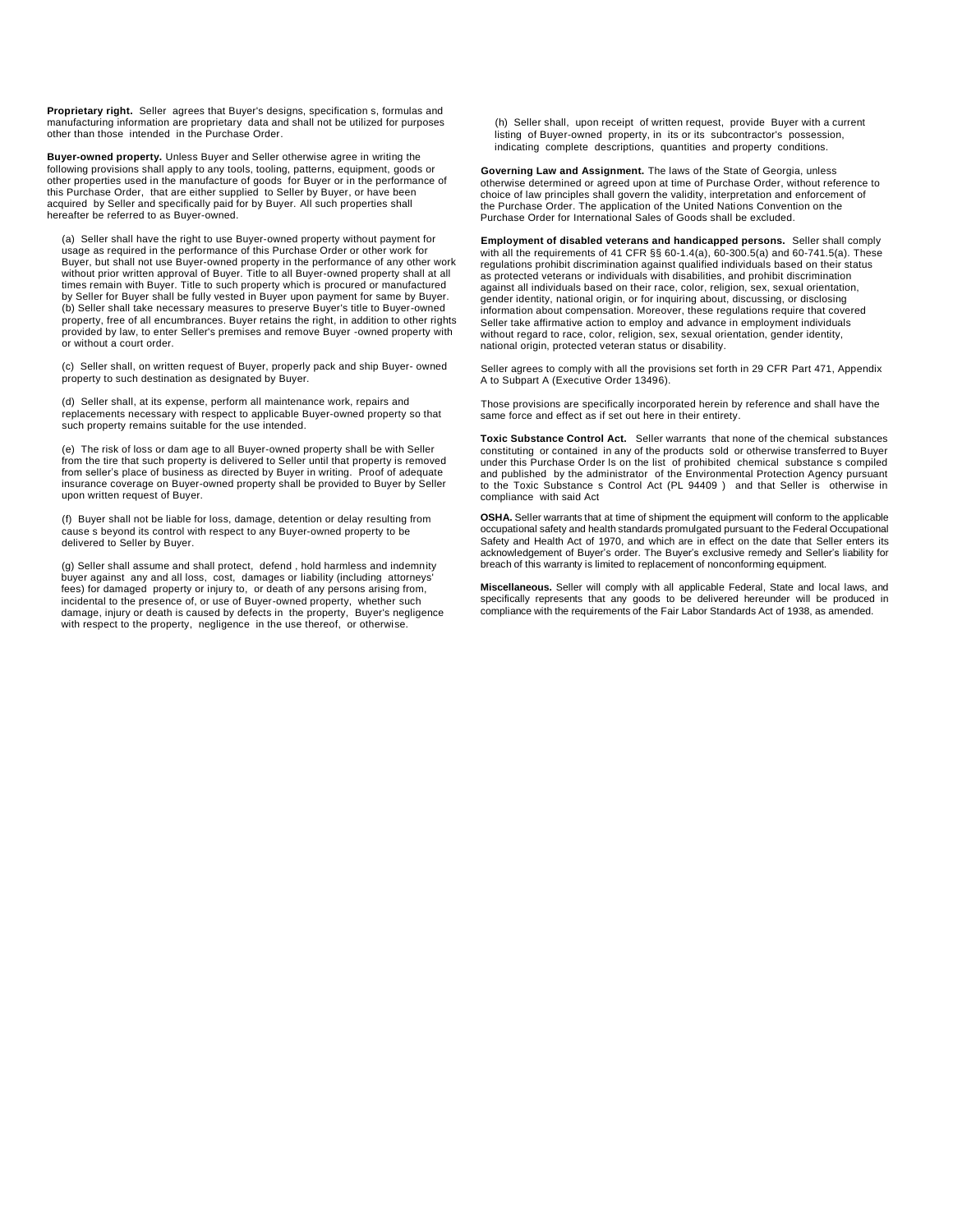**Proprietary right.** Seller agrees that Buyer's designs, specification s, formulas and manufacturing information are proprietary data and shall not be utilized for purposes other than those intended in the Purchase Order.

**Buyer-owned property.** Unless Buyer and Seller otherwise agree in writing the following provisions shall apply to any tools, tooling, patterns, equipment, goods or other properties used in the manufacture of goods for Buyer or in the performance of this Purchase Order, that are either supplied to Seller by Buyer, or have been acquired by Seller and specifically paid for by Buyer. All such properties shall hereafter be referred to as Buyer-owned.

(a) Seller shall have the right to use Buyer-owned property without payment for usage as required in the performance of this Purchase Order or other work for Buyer, but shall not use Buyer-owned property in the performance of any other work without prior written approval of Buyer. Title to all Buyer-owned property shall at all times remain with Buyer. Title to such property which is procured or manufactured by Seller for Buyer shall be fully vested in Buyer upon payment for same by Buyer.
(b) Seller shall take necessary measures to preserve Buyer's title to Buyer-owned property, free of all encumbrances. Buyer retains the right, in addition to other rights provided by law, to enter Seller's premises and remove Buyer -owned property with or without a court order.

(c) Seller shall, on written request of Buyer, properly pack and ship Buyer- owned property to such destination as designated by Buyer.

(d) Seller shall, at its expense, perform all maintenance work, repairs and replacements necessary with respect to applicable Buyer-owned property so that such property remains suitable for the use intended.

(e) The risk of loss or dam age to all Buyer-owned property shall be with Seller from the tire that such property is delivered to Seller until that property is removed from seller's place of business as directed by Buyer in writing. Proof of adequate insurance coverage on Buyer-owned property shall be provided to Buyer by Seller upon written request of Buyer.

(f) Buyer shall not be liable for loss, damage, detention or delay resulting from cause s beyond its control with respect to any Buyer-owned property to be delivered to Seller by Buyer.

(g) Seller shall assume and shall protect, defend , hold harmless and indemnity buyer against any and all loss, cost, damages or liability (including attorneys' fees) for damaged property or injury to, or death of any persons arising from, incidental to the presence of, or use of Buyer-owned property, whether such damage, injury or death is caused by defects in the property, Buyer's negligence with respect to the property, negligence in the use thereof, or otherwise.

(h) Seller shall, upon receipt of written request, provide Buyer with a current listing of Buyer-owned property, in its or its subcontractor's possession, indicating complete descriptions, quantities and property conditions.

**Governing Law and Assignment.** The laws of the State of Georgia, unless otherwise determined or agreed upon at time of Purchase Order, without reference to choice of law principles shall govern the validity, interpretation and enforcement of the Purchase Order. The application of the United Nations Convention on the Purchase Order for International Sales of Goods shall be excluded.

**Employment of disabled veterans and handicapped persons.** Seller shall comply with all the requirements of 41 CFR §§ 60-1.4(a), 60-300.5(a) and 60-741.5(a). These regulations prohibit discrimination against qualified individuals based on their status as protected veterans or individuals with disabilities, and prohibit discrimination against all individuals based on their race, color, religion, sex, sexual orientation, gender identity, national origin, or for inquiring about, discussing, or disclosing information about compensation. Moreover, these regulations require that covered Seller take affirmative action to employ and advance in employment individuals without regard to race, color, religion, sex, sexual orientation, gender identity, national origin, protected veteran status or disability.

Seller agrees to comply with all the provisions set forth in 29 CFR Part 471, Appendix A to Subpart A (Executive Order 13496).

Those provisions are specifically incorporated herein by reference and shall have the same force and effect as if set out here in their entirety.

**Toxic Substance Control Act.** Seller warrants that none of the chemical substances constituting or contained in any of the products sold or otherwise transferred to Buyer under this Purchase Order Is on the list of prohibited chemical substance s compiled and published by the administrator of the Environmental Protection Agency pursuant to the Toxic Substance s Control Act (PL 94409 ) and that Seller is otherwise in compliance with said Act

**OSHA.** Seller warrants that at time of shipment the equipment will conform to the applicable occupational safety and health standards promulgated pursuant to the Federal Occupational Safety and Health Act of 1970, and which are in effect on the date that Seller enters its acknowledgement of Buyer's order. The Buyer's exclusive remedy and Seller's liability for breach of this warranty is limited to replacement of nonconforming equipment.

**Miscellaneous.** Seller will comply with all applicable Federal, State and local laws, and specifically represents that any goods to be delivered hereunder will be produced in compliance with the requirements of the Fair Labor Standards Act of 1938, as amended.